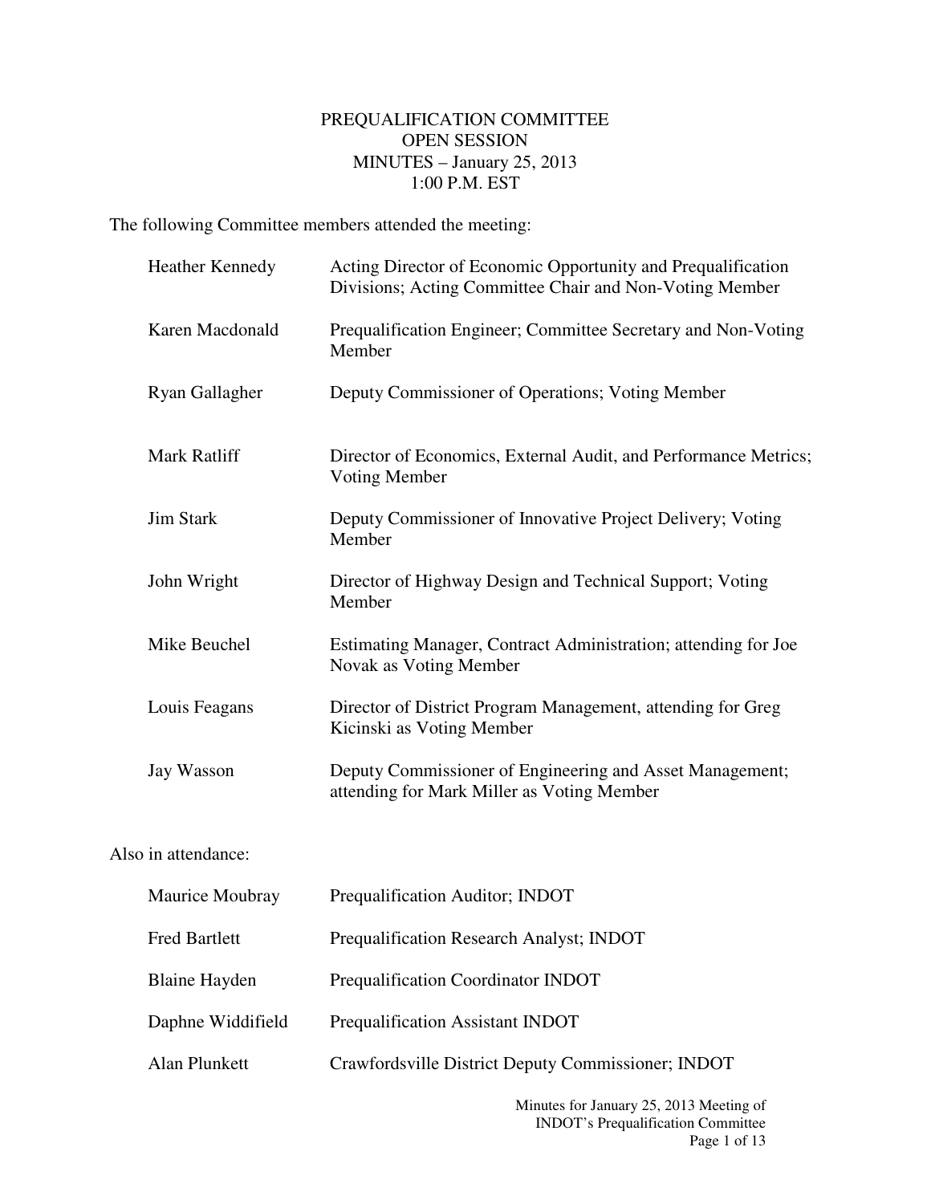# PREQUALIFICATION COMMITTEE
## OPEN SESSION
## MINUTES – January 25, 2013
## 1:00 P.M. EST

The following Committee members attended the meeting:

| | |
|---|---|
| Heather Kennedy | Acting Director of Economic Opportunity and Prequalification Divisions; Acting Committee Chair and Non-Voting Member |
| Karen Macdonald | Prequalification Engineer; Committee Secretary and Non-Voting Member |
| Ryan Gallagher | Deputy Commissioner of Operations; Voting Member |
| Mark Ratliff | Director of Economics, External Audit, and Performance Metrics; Voting Member |
| Jim Stark | Deputy Commissioner of Innovative Project Delivery; Voting Member |
| John Wright | Director of Highway Design and Technical Support; Voting Member |
| Mike Beuchel | Estimating Manager, Contract Administration; attending for Joe Novak as Voting Member |
| Louis Feagans | Director of District Program Management, attending for Greg Kicinski as Voting Member |
| Jay Wasson | Deputy Commissioner of Engineering and Asset Management; attending for Mark Miller as Voting Member |

Also in attendance:

| | |
|---|---|
| Maurice Moubray | Prequalification Auditor; INDOT |
| Fred Bartlett | Prequalification Research Analyst; INDOT |
| Blaine Hayden | Prequalification Coordinator INDOT |
| Daphne Widdifield | Prequalification Assistant INDOT |
| Alan Plunkett | Crawfordsville District Deputy Commissioner; INDOT |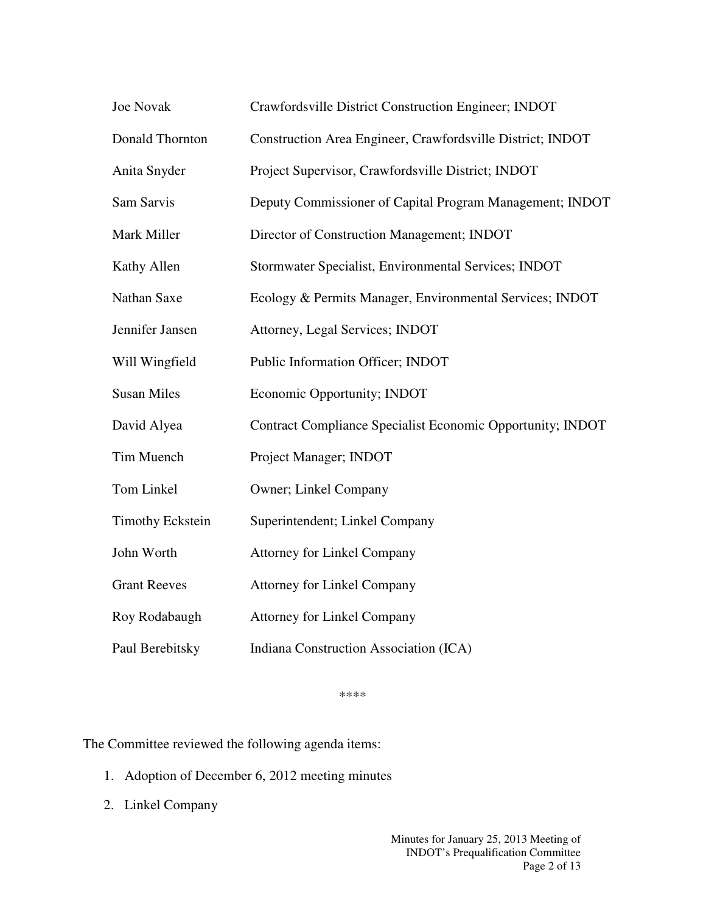| | |
|---|---|
| Joe Novak | Crawfordsville District Construction Engineer; INDOT |
| Donald Thornton | Construction Area Engineer, Crawfordsville District; INDOT |
| Anita Snyder | Project Supervisor, Crawfordsville District; INDOT |
| Sam Sarvis | Deputy Commissioner of Capital Program Management; INDOT |
| Mark Miller | Director of Construction Management; INDOT |
| Kathy Allen | Stormwater Specialist, Environmental Services; INDOT |
| Nathan Saxe | Ecology & Permits Manager, Environmental Services; INDOT |
| Jennifer Jansen | Attorney, Legal Services; INDOT |
| Will Wingfield | Public Information Officer; INDOT |
| Susan Miles | Economic Opportunity; INDOT |
| David Alyea | Contract Compliance Specialist Economic Opportunity; INDOT |
| Tim Muench | Project Manager; INDOT |
| Tom Linkel | Owner; Linkel Company |
| Timothy Eckstein | Superintendent; Linkel Company |
| John Worth | Attorney for Linkel Company |
| Grant Reeves | Attorney for Linkel Company |
| Roy Rodabaugh | Attorney for Linkel Company |
| Paul Berebitsky | Indiana Construction Association (ICA) |

****

The Committee reviewed the following agenda items:

1. Adoption of December 6, 2012 meeting minutes
2. Linkel Company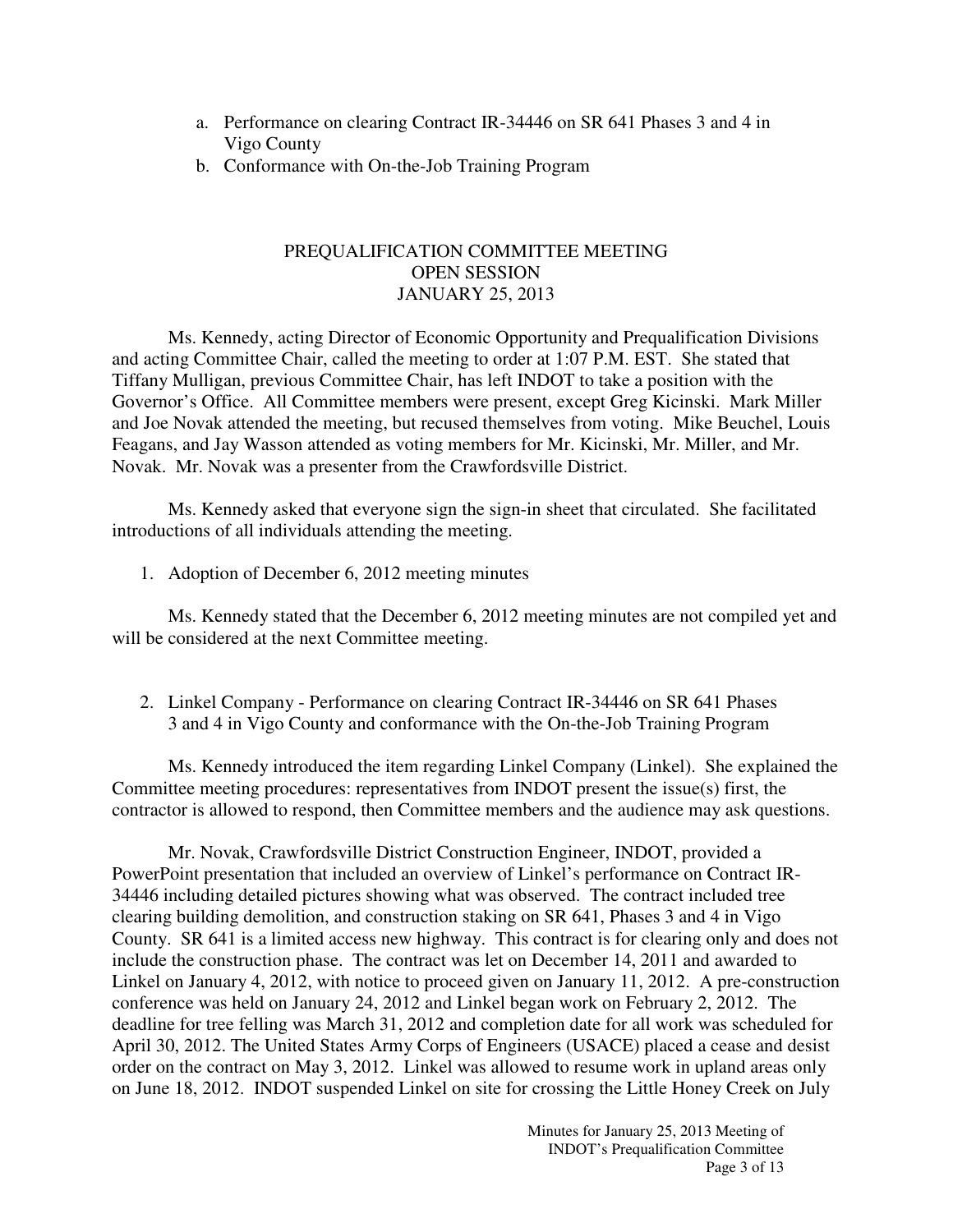a. Performance on clearing Contract IR-34446 on SR 641 Phases 3 and 4 in Vigo County
   b. Conformance with On-the-Job Training Program

## PREQUALIFICATION COMMITTEE MEETING
## OPEN SESSION
## JANUARY 25, 2013

Ms. Kennedy, acting Director of Economic Opportunity and Prequalification Divisions and acting Committee Chair, called the meeting to order at 1:07 P.M. EST. She stated that Tiffany Mulligan, previous Committee Chair, has left INDOT to take a position with the Governor's Office. All Committee members were present, except Greg Kicinski. Mark Miller and Joe Novak attended the meeting, but recused themselves from voting. Mike Beuchel, Louis Feagans, and Jay Wasson attended as voting members for Mr. Kicinski, Mr. Miller, and Mr. Novak. Mr. Novak was a presenter from the Crawfordsville District.

Ms. Kennedy asked that everyone sign the sign-in sheet that circulated. She facilitated introductions of all individuals attending the meeting.

1. Adoption of December 6, 2012 meeting minutes

Ms. Kennedy stated that the December 6, 2012 meeting minutes are not compiled yet and will be considered at the next Committee meeting.

2. Linkel Company - Performance on clearing Contract IR-34446 on SR 641 Phases 3 and 4 in Vigo County and conformance with the On-the-Job Training Program

Ms. Kennedy introduced the item regarding Linkel Company (Linkel). She explained the Committee meeting procedures: representatives from INDOT present the issue(s) first, the contractor is allowed to respond, then Committee members and the audience may ask questions.

Mr. Novak, Crawfordsville District Construction Engineer, INDOT, provided a PowerPoint presentation that included an overview of Linkel's performance on Contract IR-34446 including detailed pictures showing what was observed. The contract included tree clearing building demolition, and construction staking on SR 641, Phases 3 and 4 in Vigo County. SR 641 is a limited access new highway. This contract is for clearing only and does not include the construction phase. The contract was let on December 14, 2011 and awarded to Linkel on January 4, 2012, with notice to proceed given on January 11, 2012. A pre-construction conference was held on January 24, 2012 and Linkel began work on February 2, 2012. The deadline for tree felling was March 31, 2012 and completion date for all work was scheduled for April 30, 2012. The United States Army Corps of Engineers (USACE) placed a cease and desist order on the contract on May 3, 2012. Linkel was allowed to resume work in upland areas only on June 18, 2012. INDOT suspended Linkel on site for crossing the Little Honey Creek on July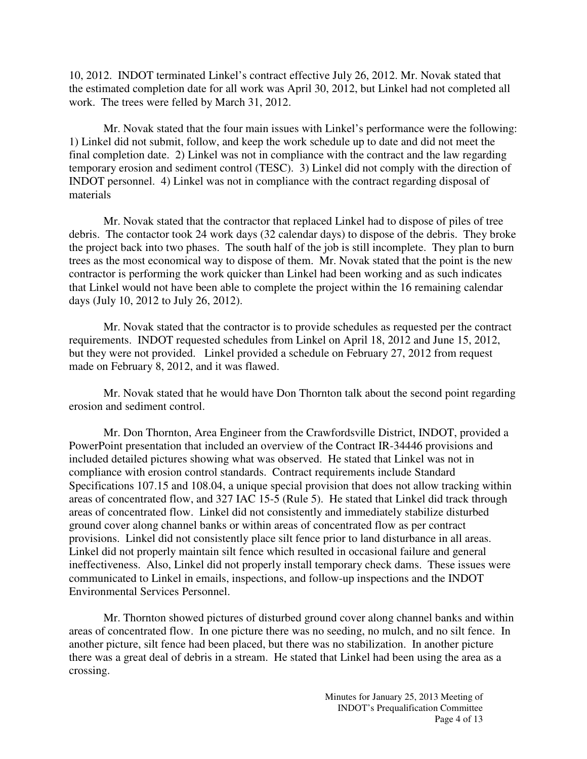10, 2012. INDOT terminated Linkel's contract effective July 26, 2012. Mr. Novak stated that the estimated completion date for all work was April 30, 2012, but Linkel had not completed all work. The trees were felled by March 31, 2012.

Mr. Novak stated that the four main issues with Linkel's performance were the following: 1) Linkel did not submit, follow, and keep the work schedule up to date and did not meet the final completion date. 2) Linkel was not in compliance with the contract and the law regarding temporary erosion and sediment control (TESC). 3) Linkel did not comply with the direction of INDOT personnel. 4) Linkel was not in compliance with the contract regarding disposal of materials

Mr. Novak stated that the contractor that replaced Linkel had to dispose of piles of tree debris. The contactor took 24 work days (32 calendar days) to dispose of the debris. They broke the project back into two phases. The south half of the job is still incomplete. They plan to burn trees as the most economical way to dispose of them. Mr. Novak stated that the point is the new contractor is performing the work quicker than Linkel had been working and as such indicates that Linkel would not have been able to complete the project within the 16 remaining calendar days (July 10, 2012 to July 26, 2012).

Mr. Novak stated that the contractor is to provide schedules as requested per the contract requirements. INDOT requested schedules from Linkel on April 18, 2012 and June 15, 2012, but they were not provided. Linkel provided a schedule on February 27, 2012 from request made on February 8, 2012, and it was flawed.

Mr. Novak stated that he would have Don Thornton talk about the second point regarding erosion and sediment control.

Mr. Don Thornton, Area Engineer from the Crawfordsville District, INDOT, provided a PowerPoint presentation that included an overview of the Contract IR-34446 provisions and included detailed pictures showing what was observed. He stated that Linkel was not in compliance with erosion control standards. Contract requirements include Standard Specifications 107.15 and 108.04, a unique special provision that does not allow tracking within areas of concentrated flow, and 327 IAC 15-5 (Rule 5). He stated that Linkel did track through areas of concentrated flow. Linkel did not consistently and immediately stabilize disturbed ground cover along channel banks or within areas of concentrated flow as per contract provisions. Linkel did not consistently place silt fence prior to land disturbance in all areas. Linkel did not properly maintain silt fence which resulted in occasional failure and general ineffectiveness. Also, Linkel did not properly install temporary check dams. These issues were communicated to Linkel in emails, inspections, and follow-up inspections and the INDOT Environmental Services Personnel.

Mr. Thornton showed pictures of disturbed ground cover along channel banks and within areas of concentrated flow. In one picture there was no seeding, no mulch, and no silt fence. In another picture, silt fence had been placed, but there was no stabilization. In another picture there was a great deal of debris in a stream. He stated that Linkel had been using the area as a crossing.

Minutes for January 25, 2013 Meeting of INDOT's Prequalification Committee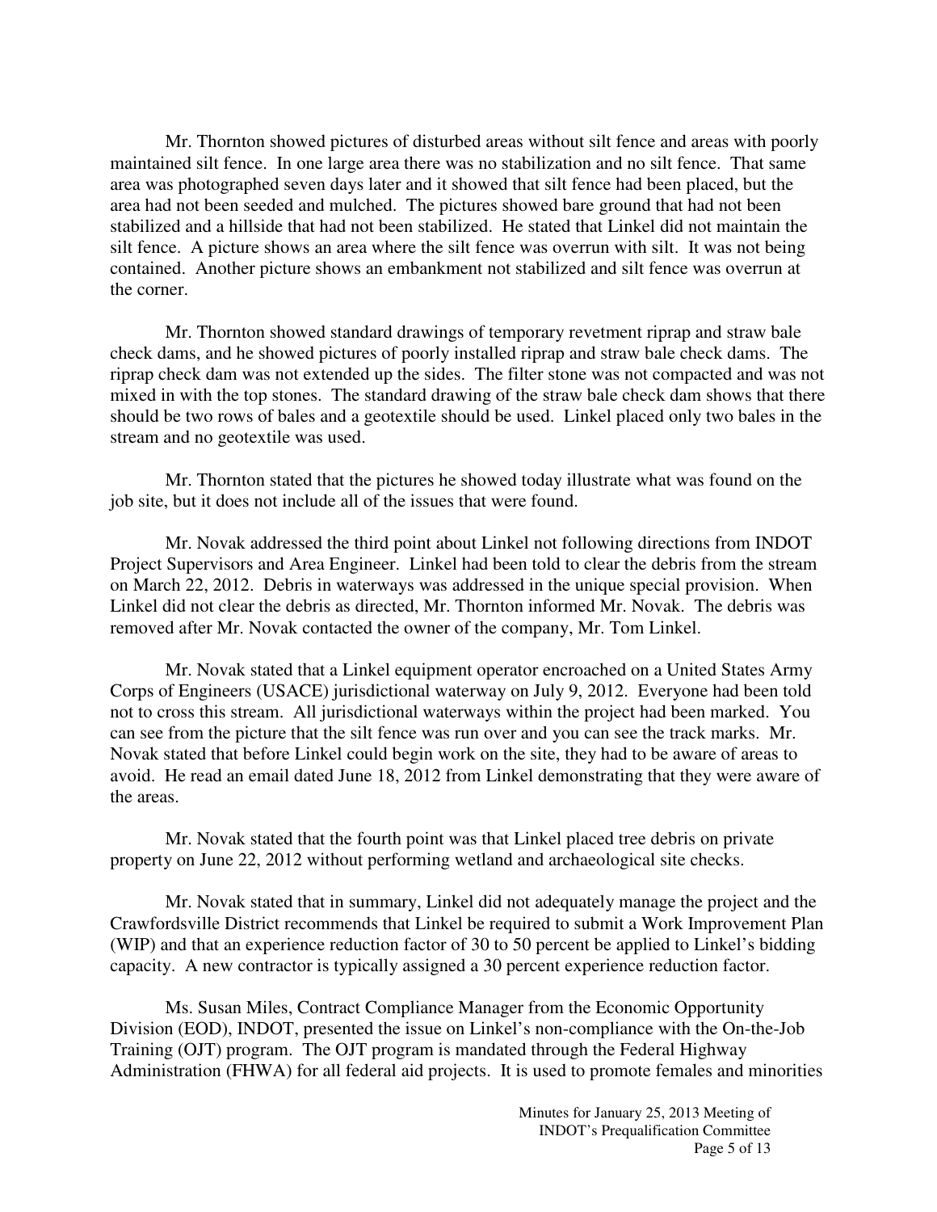Mr. Thornton showed pictures of disturbed areas without silt fence and areas with poorly maintained silt fence. In one large area there was no stabilization and no silt fence. That same area was photographed seven days later and it showed that silt fence had been placed, but the area had not been seeded and mulched. The pictures showed bare ground that had not been stabilized and a hillside that had not been stabilized. He stated that Linkel did not maintain the silt fence. A picture shows an area where the silt fence was overrun with silt. It was not being contained. Another picture shows an embankment not stabilized and silt fence was overrun at the corner.

Mr. Thornton showed standard drawings of temporary revetment riprap and straw bale check dams, and he showed pictures of poorly installed riprap and straw bale check dams. The riprap check dam was not extended up the sides. The filter stone was not compacted and was not mixed in with the top stones. The standard drawing of the straw bale check dam shows that there should be two rows of bales and a geotextile should be used. Linkel placed only two bales in the stream and no geotextile was used.

Mr. Thornton stated that the pictures he showed today illustrate what was found on the job site, but it does not include all of the issues that were found.

Mr. Novak addressed the third point about Linkel not following directions from INDOT Project Supervisors and Area Engineer. Linkel had been told to clear the debris from the stream on March 22, 2012. Debris in waterways was addressed in the unique special provision. When Linkel did not clear the debris as directed, Mr. Thornton informed Mr. Novak. The debris was removed after Mr. Novak contacted the owner of the company, Mr. Tom Linkel.

Mr. Novak stated that a Linkel equipment operator encroached on a United States Army Corps of Engineers (USACE) jurisdictional waterway on July 9, 2012. Everyone had been told not to cross this stream. All jurisdictional waterways within the project had been marked. You can see from the picture that the silt fence was run over and you can see the track marks. Mr. Novak stated that before Linkel could begin work on the site, they had to be aware of areas to avoid. He read an email dated June 18, 2012 from Linkel demonstrating that they were aware of the areas.

Mr. Novak stated that the fourth point was that Linkel placed tree debris on private property on June 22, 2012 without performing wetland and archaeological site checks.

Mr. Novak stated that in summary, Linkel did not adequately manage the project and the Crawfordsville District recommends that Linkel be required to submit a Work Improvement Plan (WIP) and that an experience reduction factor of 30 to 50 percent be applied to Linkel's bidding capacity. A new contractor is typically assigned a 30 percent experience reduction factor.

Ms. Susan Miles, Contract Compliance Manager from the Economic Opportunity Division (EOD), INDOT, presented the issue on Linkel's non-compliance with the On-the-Job Training (OJT) program. The OJT program is mandated through the Federal Highway Administration (FHWA) for all federal aid projects. It is used to promote females and minorities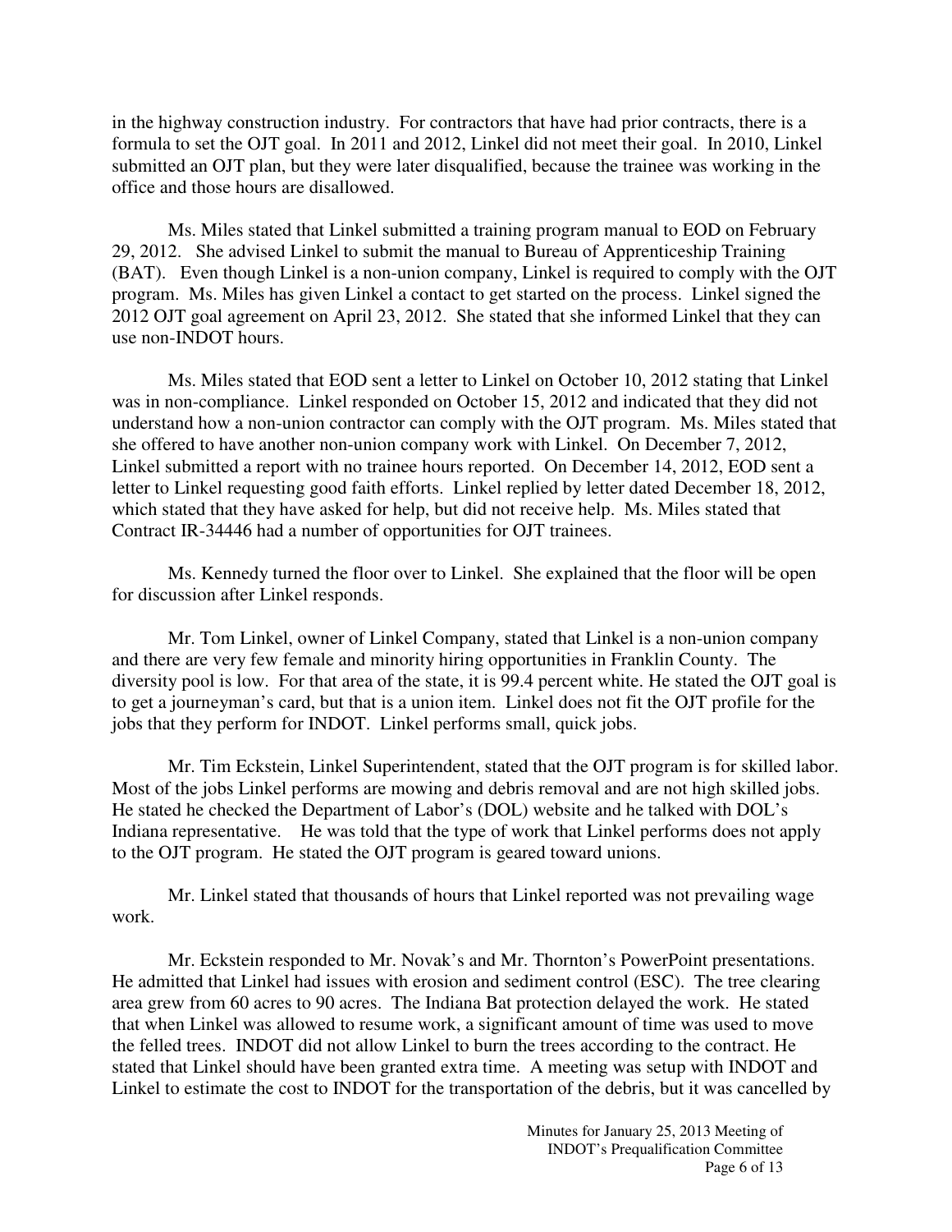in the highway construction industry. For contractors that have had prior contracts, there is a formula to set the OJT goal. In 2011 and 2012, Linkel did not meet their goal. In 2010, Linkel submitted an OJT plan, but they were later disqualified, because the trainee was working in the office and those hours are disallowed.

Ms. Miles stated that Linkel submitted a training program manual to EOD on February 29, 2012. She advised Linkel to submit the manual to Bureau of Apprenticeship Training (BAT). Even though Linkel is a non-union company, Linkel is required to comply with the OJT program. Ms. Miles has given Linkel a contact to get started on the process. Linkel signed the 2012 OJT goal agreement on April 23, 2012. She stated that she informed Linkel that they can use non-INDOT hours.

Ms. Miles stated that EOD sent a letter to Linkel on October 10, 2012 stating that Linkel was in non-compliance. Linkel responded on October 15, 2012 and indicated that they did not understand how a non-union contractor can comply with the OJT program. Ms. Miles stated that she offered to have another non-union company work with Linkel. On December 7, 2012, Linkel submitted a report with no trainee hours reported. On December 14, 2012, EOD sent a letter to Linkel requesting good faith efforts. Linkel replied by letter dated December 18, 2012, which stated that they have asked for help, but did not receive help. Ms. Miles stated that Contract IR-34446 had a number of opportunities for OJT trainees.

Ms. Kennedy turned the floor over to Linkel. She explained that the floor will be open for discussion after Linkel responds.

Mr. Tom Linkel, owner of Linkel Company, stated that Linkel is a non-union company and there are very few female and minority hiring opportunities in Franklin County. The diversity pool is low. For that area of the state, it is 99.4 percent white. He stated the OJT goal is to get a journeyman's card, but that is a union item. Linkel does not fit the OJT profile for the jobs that they perform for INDOT. Linkel performs small, quick jobs.

Mr. Tim Eckstein, Linkel Superintendent, stated that the OJT program is for skilled labor. Most of the jobs Linkel performs are mowing and debris removal and are not high skilled jobs. He stated he checked the Department of Labor's (DOL) website and he talked with DOL's Indiana representative. He was told that the type of work that Linkel performs does not apply to the OJT program. He stated the OJT program is geared toward unions.

Mr. Linkel stated that thousands of hours that Linkel reported was not prevailing wage work.

Mr. Eckstein responded to Mr. Novak's and Mr. Thornton's PowerPoint presentations. He admitted that Linkel had issues with erosion and sediment control (ESC). The tree clearing area grew from 60 acres to 90 acres. The Indiana Bat protection delayed the work. He stated that when Linkel was allowed to resume work, a significant amount of time was used to move the felled trees. INDOT did not allow Linkel to burn the trees according to the contract. He stated that Linkel should have been granted extra time. A meeting was setup with INDOT and Linkel to estimate the cost to INDOT for the transportation of the debris, but it was cancelled by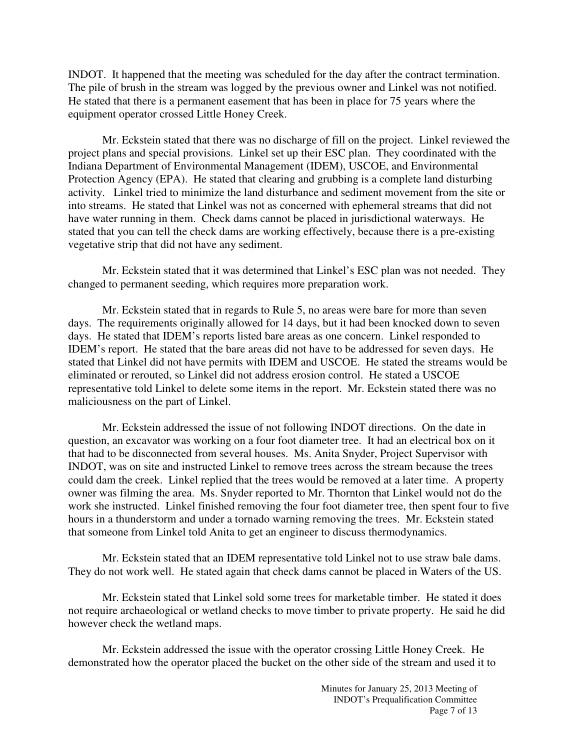INDOT. It happened that the meeting was scheduled for the day after the contract termination. The pile of brush in the stream was logged by the previous owner and Linkel was not notified. He stated that there is a permanent easement that has been in place for 75 years where the equipment operator crossed Little Honey Creek.

Mr. Eckstein stated that there was no discharge of fill on the project. Linkel reviewed the project plans and special provisions. Linkel set up their ESC plan. They coordinated with the Indiana Department of Environmental Management (IDEM), USCOE, and Environmental Protection Agency (EPA). He stated that clearing and grubbing is a complete land disturbing activity. Linkel tried to minimize the land disturbance and sediment movement from the site or into streams. He stated that Linkel was not as concerned with ephemeral streams that did not have water running in them. Check dams cannot be placed in jurisdictional waterways. He stated that you can tell the check dams are working effectively, because there is a pre-existing vegetative strip that did not have any sediment.

Mr. Eckstein stated that it was determined that Linkel's ESC plan was not needed. They changed to permanent seeding, which requires more preparation work.

Mr. Eckstein stated that in regards to Rule 5, no areas were bare for more than seven days. The requirements originally allowed for 14 days, but it had been knocked down to seven days. He stated that IDEM's reports listed bare areas as one concern. Linkel responded to IDEM's report. He stated that the bare areas did not have to be addressed for seven days. He stated that Linkel did not have permits with IDEM and USCOE. He stated the streams would be eliminated or rerouted, so Linkel did not address erosion control. He stated a USCOE representative told Linkel to delete some items in the report. Mr. Eckstein stated there was no maliciousness on the part of Linkel.

Mr. Eckstein addressed the issue of not following INDOT directions. On the date in question, an excavator was working on a four foot diameter tree. It had an electrical box on it that had to be disconnected from several houses. Ms. Anita Snyder, Project Supervisor with INDOT, was on site and instructed Linkel to remove trees across the stream because the trees could dam the creek. Linkel replied that the trees would be removed at a later time. A property owner was filming the area. Ms. Snyder reported to Mr. Thornton that Linkel would not do the work she instructed. Linkel finished removing the four foot diameter tree, then spent four to five hours in a thunderstorm and under a tornado warning removing the trees. Mr. Eckstein stated that someone from Linkel told Anita to get an engineer to discuss thermodynamics.

Mr. Eckstein stated that an IDEM representative told Linkel not to use straw bale dams. They do not work well. He stated again that check dams cannot be placed in Waters of the US.

Mr. Eckstein stated that Linkel sold some trees for marketable timber. He stated it does not require archaeological or wetland checks to move timber to private property. He said he did however check the wetland maps.

Mr. Eckstein addressed the issue with the operator crossing Little Honey Creek. He demonstrated how the operator placed the bucket on the other side of the stream and used it to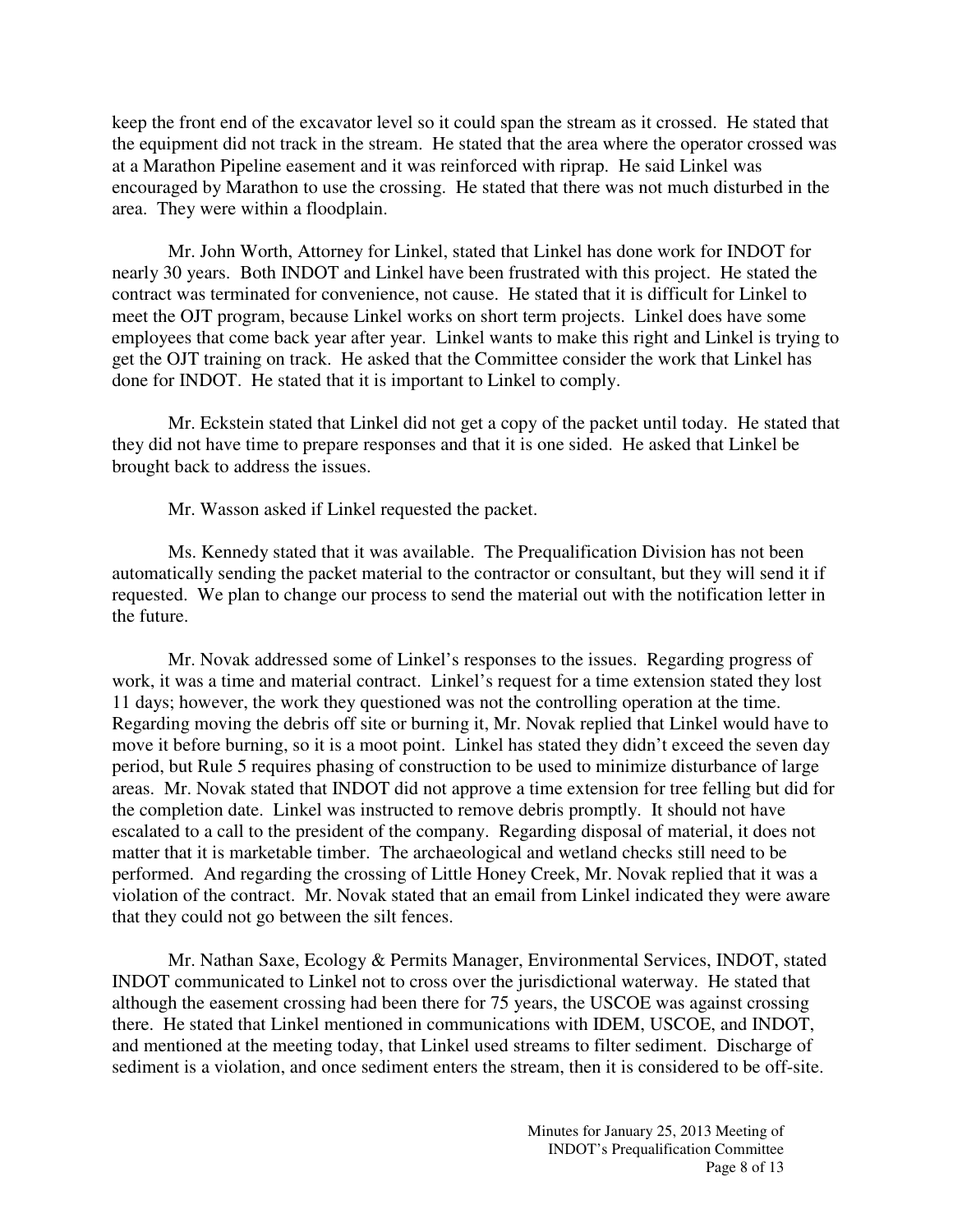keep the front end of the excavator level so it could span the stream as it crossed. He stated that the equipment did not track in the stream. He stated that the area where the operator crossed was at a Marathon Pipeline easement and it was reinforced with riprap. He said Linkel was encouraged by Marathon to use the crossing. He stated that there was not much disturbed in the area. They were within a floodplain.

Mr. John Worth, Attorney for Linkel, stated that Linkel has done work for INDOT for nearly 30 years. Both INDOT and Linkel have been frustrated with this project. He stated the contract was terminated for convenience, not cause. He stated that it is difficult for Linkel to meet the OJT program, because Linkel works on short term projects. Linkel does have some employees that come back year after year. Linkel wants to make this right and Linkel is trying to get the OJT training on track. He asked that the Committee consider the work that Linkel has done for INDOT. He stated that it is important to Linkel to comply.

Mr. Eckstein stated that Linkel did not get a copy of the packet until today. He stated that they did not have time to prepare responses and that it is one sided. He asked that Linkel be brought back to address the issues.

Mr. Wasson asked if Linkel requested the packet.

Ms. Kennedy stated that it was available. The Prequalification Division has not been automatically sending the packet material to the contractor or consultant, but they will send it if requested. We plan to change our process to send the material out with the notification letter in the future.

Mr. Novak addressed some of Linkel's responses to the issues. Regarding progress of work, it was a time and material contract. Linkel's request for a time extension stated they lost 11 days; however, the work they questioned was not the controlling operation at the time. Regarding moving the debris off site or burning it, Mr. Novak replied that Linkel would have to move it before burning, so it is a moot point. Linkel has stated they didn't exceed the seven day period, but Rule 5 requires phasing of construction to be used to minimize disturbance of large areas. Mr. Novak stated that INDOT did not approve a time extension for tree felling but did for the completion date. Linkel was instructed to remove debris promptly. It should not have escalated to a call to the president of the company. Regarding disposal of material, it does not matter that it is marketable timber. The archaeological and wetland checks still need to be performed. And regarding the crossing of Little Honey Creek, Mr. Novak replied that it was a violation of the contract. Mr. Novak stated that an email from Linkel indicated they were aware that they could not go between the silt fences.

Mr. Nathan Saxe, Ecology & Permits Manager, Environmental Services, INDOT, stated INDOT communicated to Linkel not to cross over the jurisdictional waterway. He stated that although the easement crossing had been there for 75 years, the USCOE was against crossing there. He stated that Linkel mentioned in communications with IDEM, USCOE, and INDOT, and mentioned at the meeting today, that Linkel used streams to filter sediment. Discharge of sediment is a violation, and once sediment enters the stream, then it is considered to be off-site.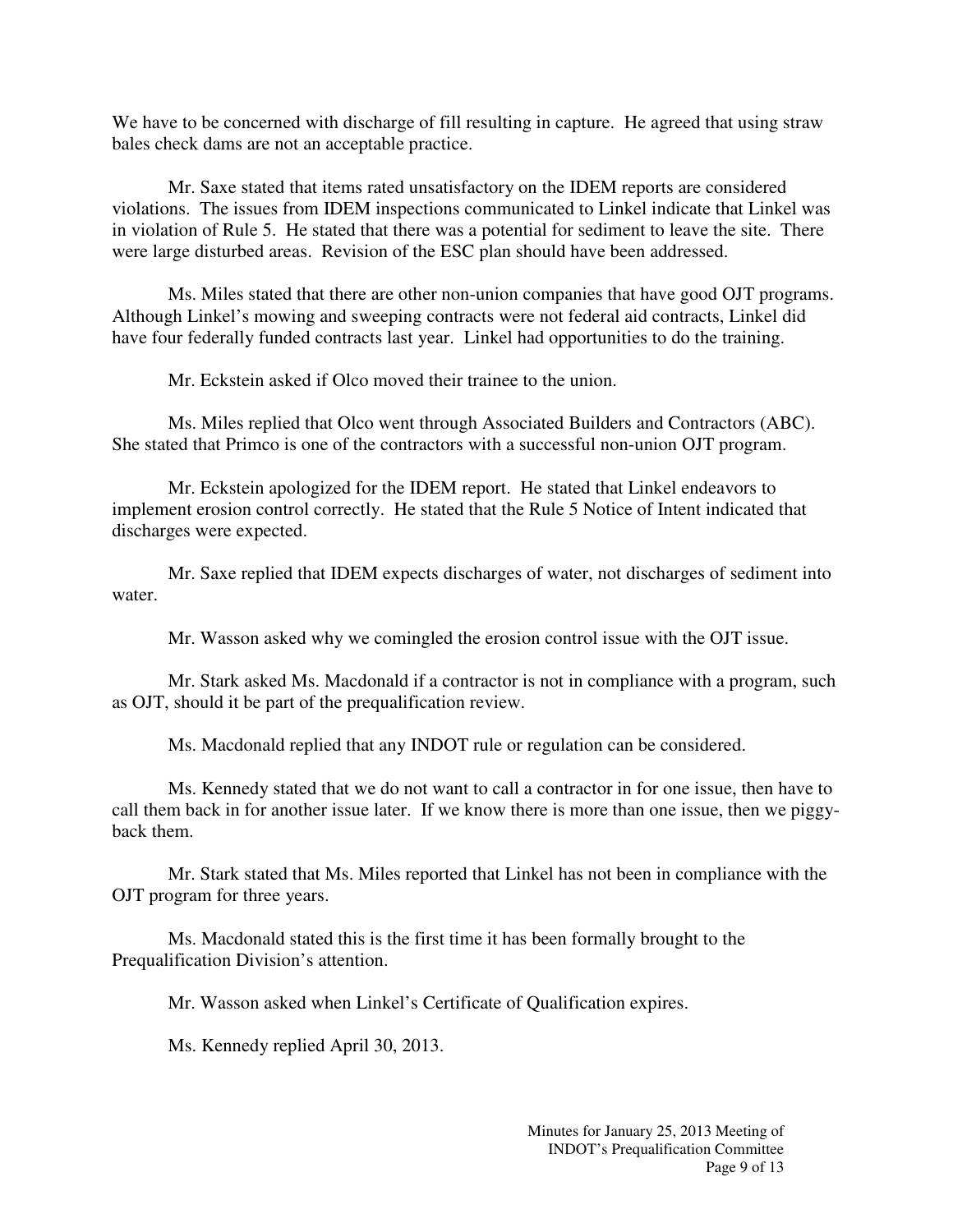We have to be concerned with discharge of fill resulting in capture. He agreed that using straw bales check dams are not an acceptable practice.

Mr. Saxe stated that items rated unsatisfactory on the IDEM reports are considered violations. The issues from IDEM inspections communicated to Linkel indicate that Linkel was in violation of Rule 5. He stated that there was a potential for sediment to leave the site. There were large disturbed areas. Revision of the ESC plan should have been addressed.

Ms. Miles stated that there are other non-union companies that have good OJT programs. Although Linkel's mowing and sweeping contracts were not federal aid contracts, Linkel did have four federally funded contracts last year. Linkel had opportunities to do the training.

Mr. Eckstein asked if Olco moved their trainee to the union.

Ms. Miles replied that Olco went through Associated Builders and Contractors (ABC). She stated that Primco is one of the contractors with a successful non-union OJT program.

Mr. Eckstein apologized for the IDEM report. He stated that Linkel endeavors to implement erosion control correctly. He stated that the Rule 5 Notice of Intent indicated that discharges were expected.

Mr. Saxe replied that IDEM expects discharges of water, not discharges of sediment into water.

Mr. Wasson asked why we comingled the erosion control issue with the OJT issue.

Mr. Stark asked Ms. Macdonald if a contractor is not in compliance with a program, such as OJT, should it be part of the prequalification review.

Ms. Macdonald replied that any INDOT rule or regulation can be considered.

Ms. Kennedy stated that we do not want to call a contractor in for one issue, then have to call them back in for another issue later. If we know there is more than one issue, then we piggy-back them.

Mr. Stark stated that Ms. Miles reported that Linkel has not been in compliance with the OJT program for three years.

Ms. Macdonald stated this is the first time it has been formally brought to the Prequalification Division's attention.

Mr. Wasson asked when Linkel's Certificate of Qualification expires.

Ms. Kennedy replied April 30, 2013.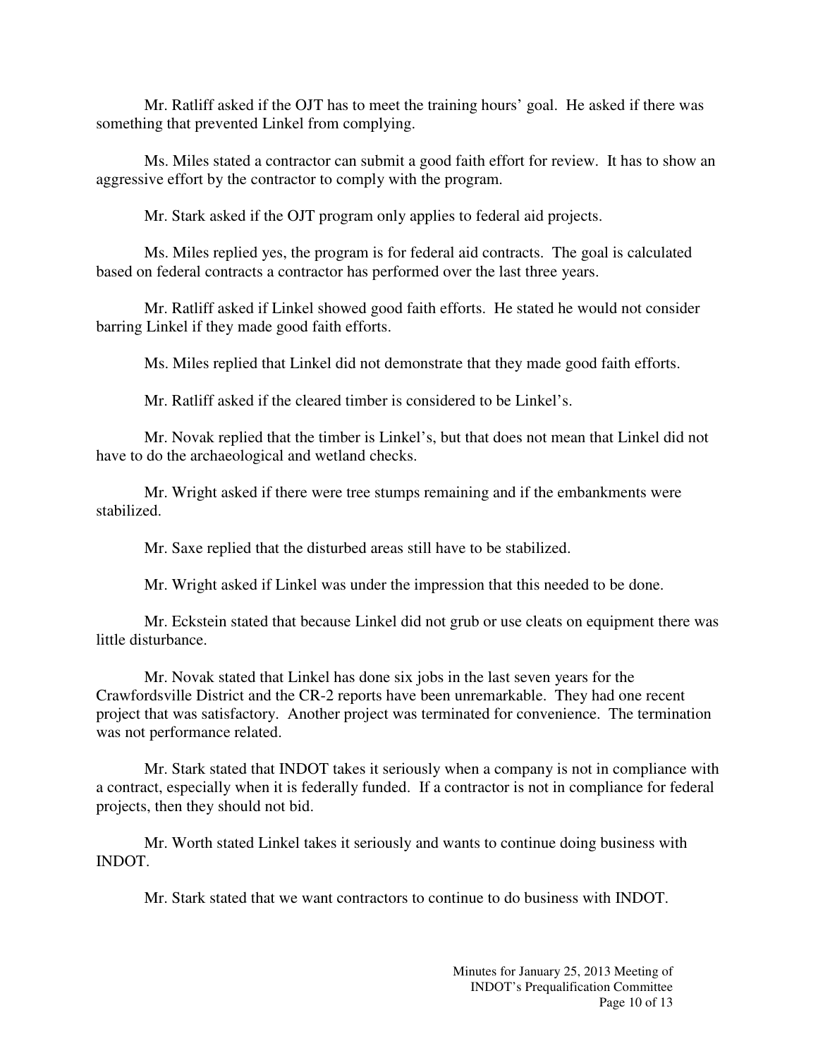Mr. Ratliff asked if the OJT has to meet the training hours' goal. He asked if there was something that prevented Linkel from complying.

Ms. Miles stated a contractor can submit a good faith effort for review. It has to show an aggressive effort by the contractor to comply with the program.

Mr. Stark asked if the OJT program only applies to federal aid projects.

Ms. Miles replied yes, the program is for federal aid contracts. The goal is calculated based on federal contracts a contractor has performed over the last three years.

Mr. Ratliff asked if Linkel showed good faith efforts. He stated he would not consider barring Linkel if they made good faith efforts.

Ms. Miles replied that Linkel did not demonstrate that they made good faith efforts.

Mr. Ratliff asked if the cleared timber is considered to be Linkel's.

Mr. Novak replied that the timber is Linkel's, but that does not mean that Linkel did not have to do the archaeological and wetland checks.

Mr. Wright asked if there were tree stumps remaining and if the embankments were stabilized.

Mr. Saxe replied that the disturbed areas still have to be stabilized.

Mr. Wright asked if Linkel was under the impression that this needed to be done.

Mr. Eckstein stated that because Linkel did not grub or use cleats on equipment there was little disturbance.

Mr. Novak stated that Linkel has done six jobs in the last seven years for the Crawfordsville District and the CR-2 reports have been unremarkable. They had one recent project that was satisfactory. Another project was terminated for convenience. The termination was not performance related.

Mr. Stark stated that INDOT takes it seriously when a company is not in compliance with a contract, especially when it is federally funded. If a contractor is not in compliance for federal projects, then they should not bid.

Mr. Worth stated Linkel takes it seriously and wants to continue doing business with INDOT.

Mr. Stark stated that we want contractors to continue to do business with INDOT.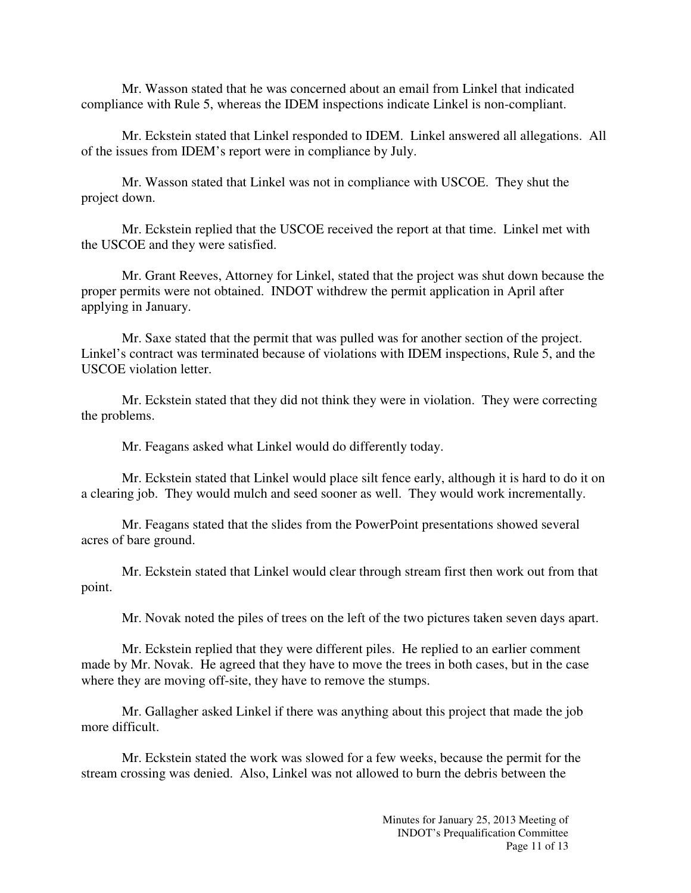Mr. Wasson stated that he was concerned about an email from Linkel that indicated compliance with Rule 5, whereas the IDEM inspections indicate Linkel is non-compliant.

Mr. Eckstein stated that Linkel responded to IDEM. Linkel answered all allegations. All of the issues from IDEM's report were in compliance by July.

Mr. Wasson stated that Linkel was not in compliance with USCOE. They shut the project down.

Mr. Eckstein replied that the USCOE received the report at that time. Linkel met with the USCOE and they were satisfied.

Mr. Grant Reeves, Attorney for Linkel, stated that the project was shut down because the proper permits were not obtained. INDOT withdrew the permit application in April after applying in January.

Mr. Saxe stated that the permit that was pulled was for another section of the project. Linkel's contract was terminated because of violations with IDEM inspections, Rule 5, and the USCOE violation letter.

Mr. Eckstein stated that they did not think they were in violation. They were correcting the problems.

Mr. Feagans asked what Linkel would do differently today.

Mr. Eckstein stated that Linkel would place silt fence early, although it is hard to do it on a clearing job. They would mulch and seed sooner as well. They would work incrementally.

Mr. Feagans stated that the slides from the PowerPoint presentations showed several acres of bare ground.

Mr. Eckstein stated that Linkel would clear through stream first then work out from that point.

Mr. Novak noted the piles of trees on the left of the two pictures taken seven days apart.

Mr. Eckstein replied that they were different piles. He replied to an earlier comment made by Mr. Novak. He agreed that they have to move the trees in both cases, but in the case where they are moving off-site, they have to remove the stumps.

Mr. Gallagher asked Linkel if there was anything about this project that made the job more difficult.

Mr. Eckstein stated the work was slowed for a few weeks, because the permit for the stream crossing was denied. Also, Linkel was not allowed to burn the debris between the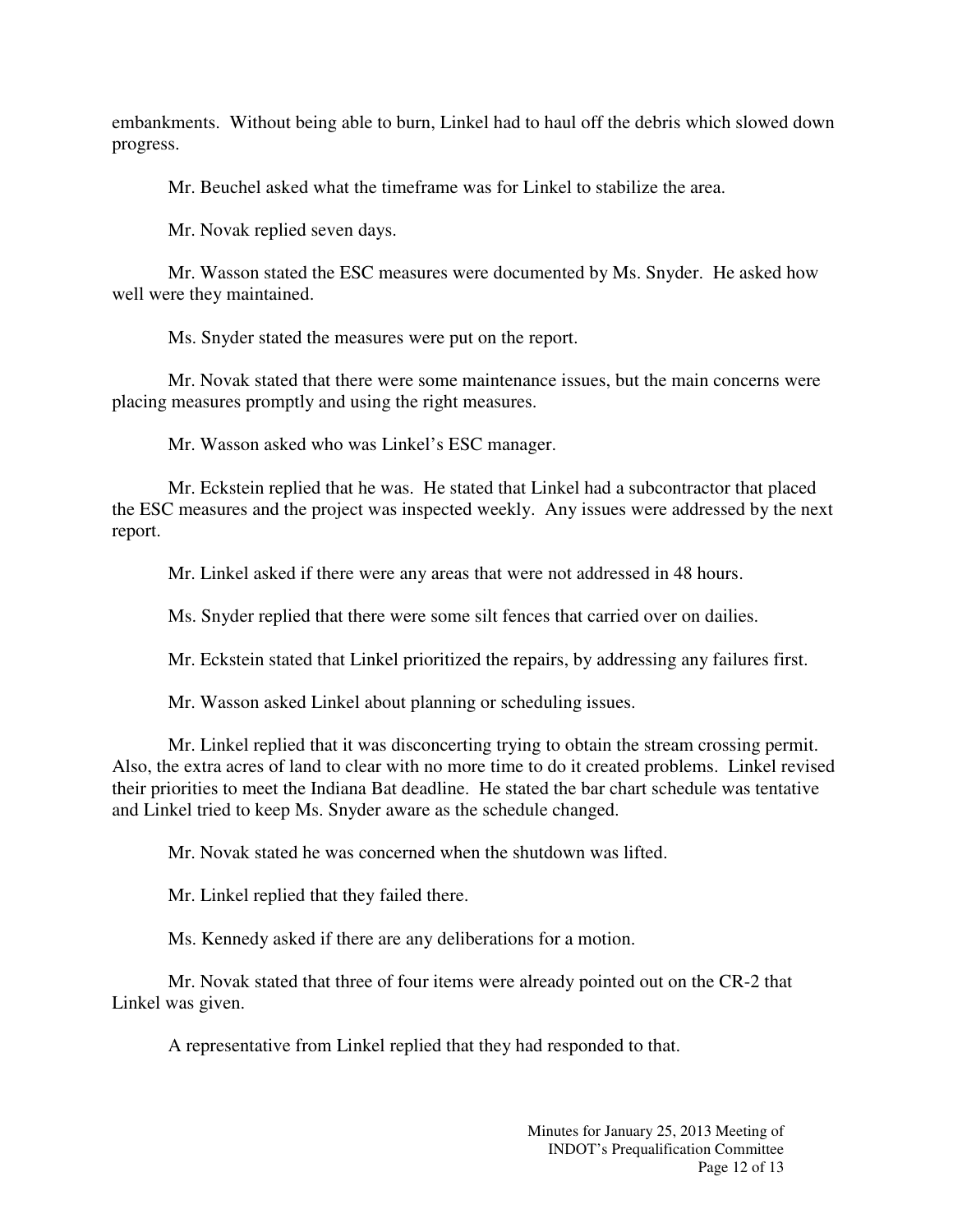embankments. Without being able to burn, Linkel had to haul off the debris which slowed down progress.

Mr. Beuchel asked what the timeframe was for Linkel to stabilize the area.

Mr. Novak replied seven days.

Mr. Wasson stated the ESC measures were documented by Ms. Snyder. He asked how well were they maintained.

Ms. Snyder stated the measures were put on the report.

Mr. Novak stated that there were some maintenance issues, but the main concerns were placing measures promptly and using the right measures.

Mr. Wasson asked who was Linkel's ESC manager.

Mr. Eckstein replied that he was. He stated that Linkel had a subcontractor that placed the ESC measures and the project was inspected weekly. Any issues were addressed by the next report.

Mr. Linkel asked if there were any areas that were not addressed in 48 hours.

Ms. Snyder replied that there were some silt fences that carried over on dailies.

Mr. Eckstein stated that Linkel prioritized the repairs, by addressing any failures first.

Mr. Wasson asked Linkel about planning or scheduling issues.

Mr. Linkel replied that it was disconcerting trying to obtain the stream crossing permit. Also, the extra acres of land to clear with no more time to do it created problems. Linkel revised their priorities to meet the Indiana Bat deadline. He stated the bar chart schedule was tentative and Linkel tried to keep Ms. Snyder aware as the schedule changed.

Mr. Novak stated he was concerned when the shutdown was lifted.

Mr. Linkel replied that they failed there.

Ms. Kennedy asked if there are any deliberations for a motion.

Mr. Novak stated that three of four items were already pointed out on the CR-2 that Linkel was given.

A representative from Linkel replied that they had responded to that.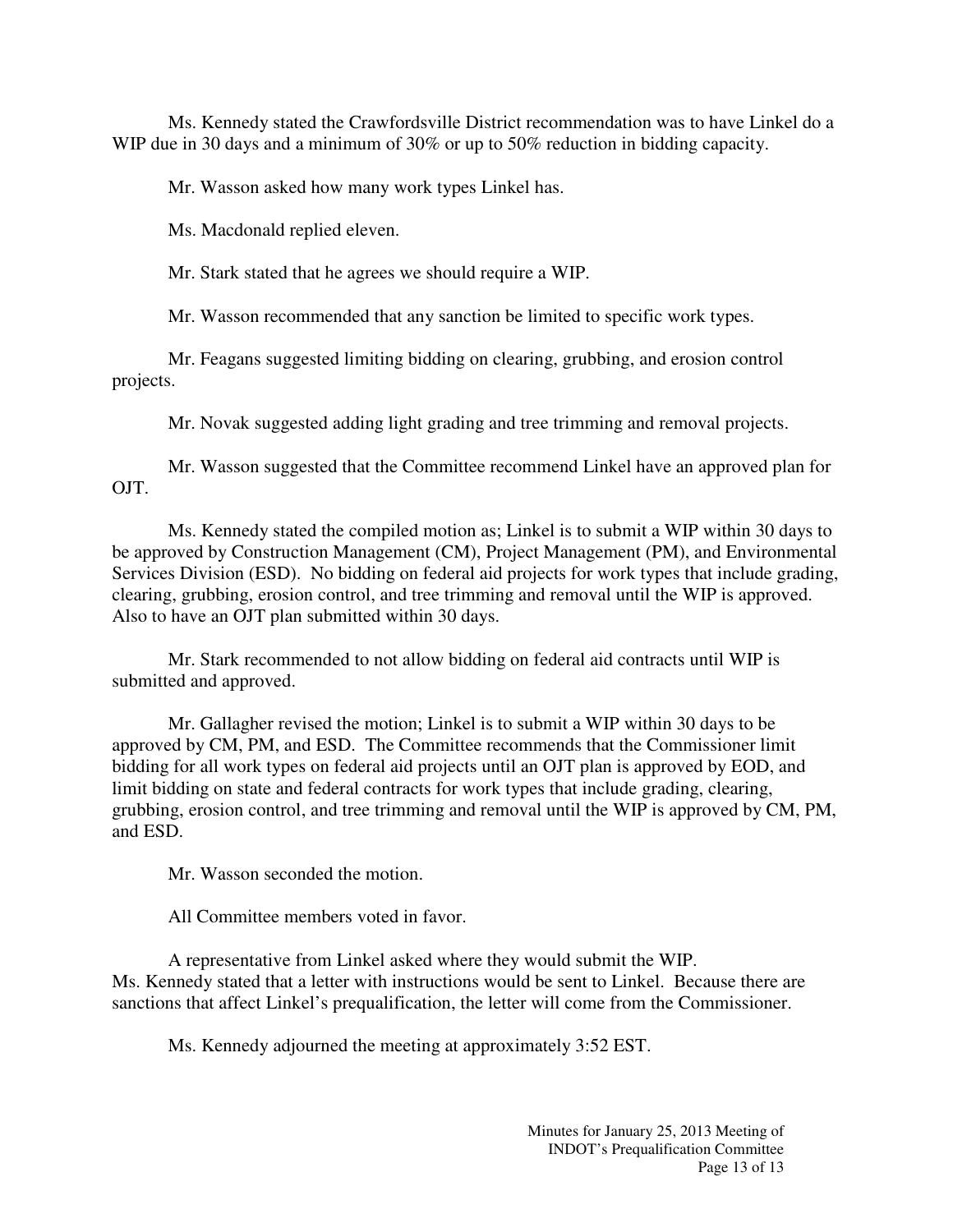Ms. Kennedy stated the Crawfordsville District recommendation was to have Linkel do a WIP due in 30 days and a minimum of 30% or up to 50% reduction in bidding capacity.

Mr. Wasson asked how many work types Linkel has.

Ms. Macdonald replied eleven.

Mr. Stark stated that he agrees we should require a WIP.

Mr. Wasson recommended that any sanction be limited to specific work types.

Mr. Feagans suggested limiting bidding on clearing, grubbing, and erosion control projects.

Mr. Novak suggested adding light grading and tree trimming and removal projects.

Mr. Wasson suggested that the Committee recommend Linkel have an approved plan for OJT.

Ms. Kennedy stated the compiled motion as; Linkel is to submit a WIP within 30 days to be approved by Construction Management (CM), Project Management (PM), and Environmental Services Division (ESD). No bidding on federal aid projects for work types that include grading, clearing, grubbing, erosion control, and tree trimming and removal until the WIP is approved. Also to have an OJT plan submitted within 30 days.

Mr. Stark recommended to not allow bidding on federal aid contracts until WIP is submitted and approved.

Mr. Gallagher revised the motion; Linkel is to submit a WIP within 30 days to be approved by CM, PM, and ESD. The Committee recommends that the Commissioner limit bidding for all work types on federal aid projects until an OJT plan is approved by EOD, and limit bidding on state and federal contracts for work types that include grading, clearing, grubbing, erosion control, and tree trimming and removal until the WIP is approved by CM, PM, and ESD.

Mr. Wasson seconded the motion.

All Committee members voted in favor.

A representative from Linkel asked where they would submit the WIP.
Ms. Kennedy stated that a letter with instructions would be sent to Linkel. Because there are sanctions that affect Linkel's prequalification, the letter will come from the Commissioner.

Ms. Kennedy adjourned the meeting at approximately 3:52 EST.